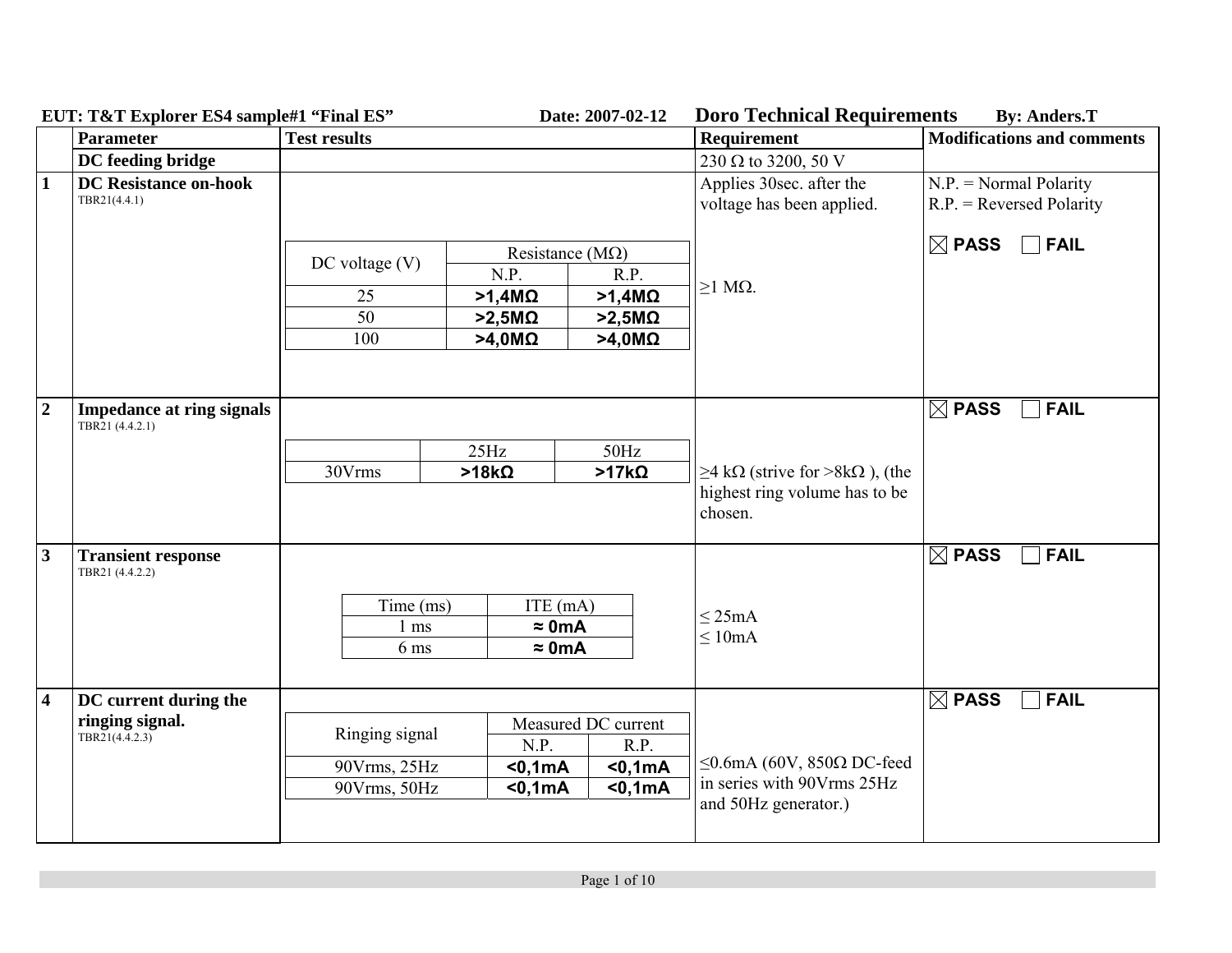**EUT: T&T Explorer ES4 sample#1 "Final ES"** **Date: 2007-02-12** **Doro Technical Requirements** **By: Anders.T**

| | Parameter | Test results | Requirement | Modifications and comments |
|---|---|---|---|---|
| | **DC feeding bridge** | | 230 Ω to 3200, 50 V | |
| **1** | **DC Resistance on-hook** TBR21(4.4.1) | (see table 1) | Applies 30sec. after the voltage has been applied. ≥1 MΩ. | N.P. = Normal Polarity R.P. = Reversed Polarity ☒ **PASS** ☐ **FAIL** |
| **2** | **Impedance at ring signals** TBR21 (4.4.2.1) | (see table 2) | ≥4 kΩ (strive for >8kΩ ), (the highest ring volume has to be chosen. | ☒ **PASS** ☐ **FAIL** |
| **3** | **Transient response** TBR21 (4.4.2.2) | (see table 3) | ≤ 25mA ≤ 10mA | ☒ **PASS** ☐ **FAIL** |
| **4** | **DC current during the ringing signal.** TBR21(4.4.2.3) | (see table 4) | ≤0.6mA (60V, 850Ω DC-feed in series with 90Vrms 25Hz and 50Hz generator.) | ☒ **PASS** ☐ **FAIL** |

Table 1 – DC Resistance on-hook:

| DC voltage (V) | Resistance (MΩ) | |
|---|---|---|
| | N.P. | R.P. |
| 25 | **>1,4MΩ** | **>1,4MΩ** |
| 50 | **>2,5MΩ** | **>2,5MΩ** |
| 100 | **>4,0MΩ** | **>4,0MΩ** |

Table 2 – Impedance at ring signals:

| | 25Hz | 50Hz |
|---|---|---|
| 30Vrms | **>18kΩ** | **>17kΩ** |

Table 3 – Transient response:

| Time (ms) | ITE (mA) |
|---|---|
| 1 ms | **≈ 0mA** |
| 6 ms | **≈ 0mA** |

Table 4 – DC current during the ringing signal:

| Ringing signal | Measured DC current | |
|---|---|---|
| | N.P. | R.P. |
| 90Vrms, 25Hz | **<0,1mA** | **<0,1mA** |
| 90Vrms, 50Hz | **<0,1mA** | **<0,1mA** |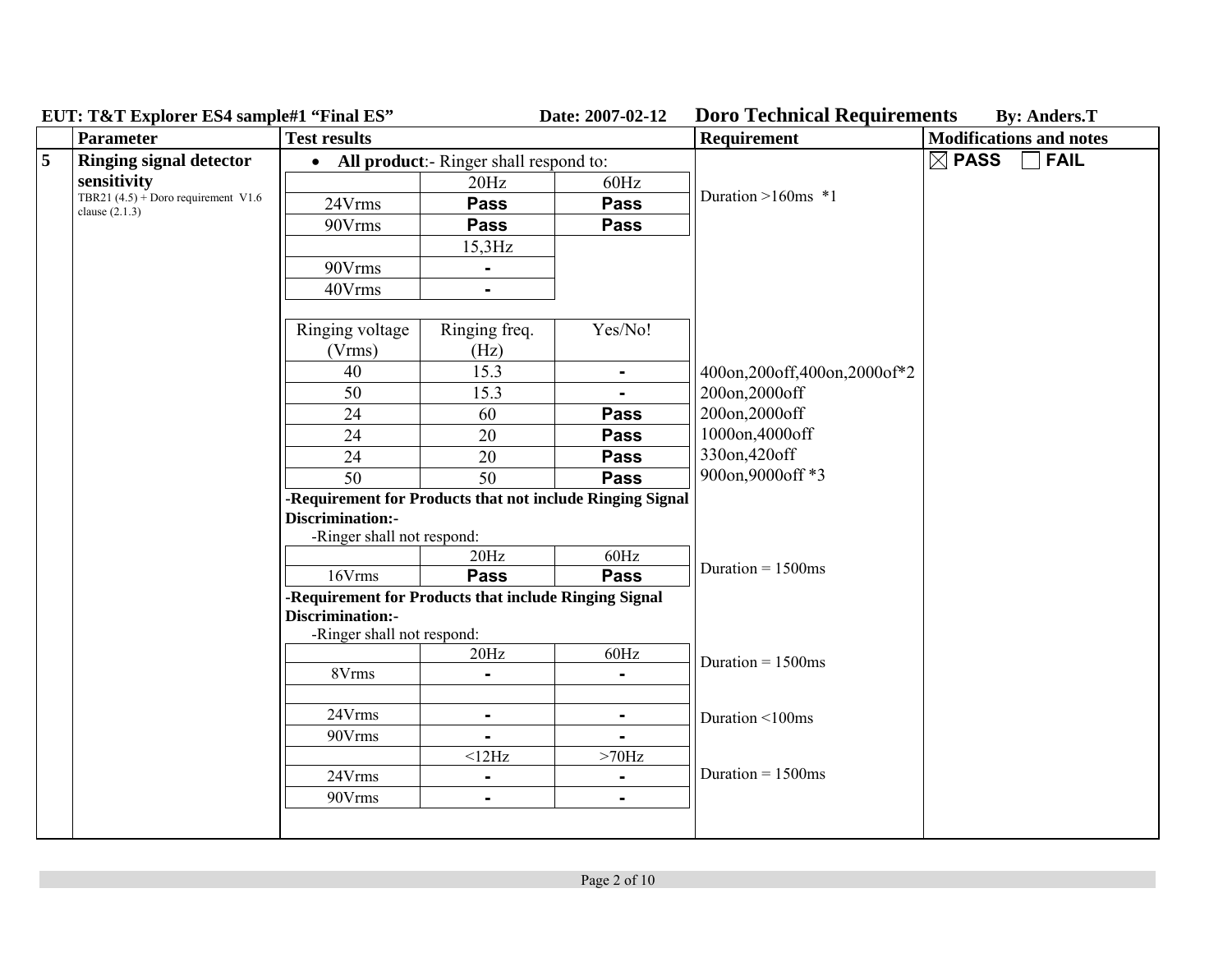EUT: T&T Explorer ES4 sample#1 "Final ES" Date: 2007-02-12 **Doro Technical Requirements** By: Anders.T

| | Parameter | Test results | Requirement | Modifications and notes |
|---|---|---|---|---|
| 5 | **Ringing signal detector sensitivity** TBR21 (4.5) + Doro requirement V1.6 clause (2.1.3) | • **All product**:- Ringer shall respond to: | | ☒ PASS ☐ FAIL |

**All product**:- Ringer shall respond to:

| | 20Hz | 60Hz |
|---|---|---|
| 24Vrms | **Pass** | **Pass** |
| 90Vrms | **Pass** | **Pass** |

Requirement: Duration >160ms *1

| | 15,3Hz |
|---|---|
| 90Vrms | - |
| 40Vrms | - |

| Ringing voltage (Vrms) | Ringing freq. (Hz) | Yes/No! | Requirement |
|---|---|---|---|
| 40 | 15.3 | - | 400on,200off,400on,2000of*2 |
| 50 | 15.3 | - | 200on,2000off |
| 24 | 60 | **Pass** | 200on,2000off |
| 24 | 20 | **Pass** | 1000on,4000off |
| 24 | 20 | **Pass** | 330on,420off |
| 50 | 50 | **Pass** | 900on,9000off *3 |

**-Requirement for Products that not include Ringing Signal Discrimination:-**

-Ringer shall not respond:

| | 20Hz | 60Hz |
|---|---|---|
| 16Vrms | **Pass** | **Pass** |

Requirement: Duration = 1500ms

**-Requirement for Products that include Ringing Signal Discrimination:-**

-Ringer shall not respond:

| | 20Hz | 60Hz | Requirement |
|---|---|---|---|
| 8Vrms | - | - | Duration = 1500ms |
| | | | |
| 24Vrms | - | - | Duration <100ms |
| 90Vrms | - | - | |

| | <12Hz | >70Hz | Requirement |
|---|---|---|---|
| 24Vrms | - | - | Duration = 1500ms |
| 90Vrms | - | - | |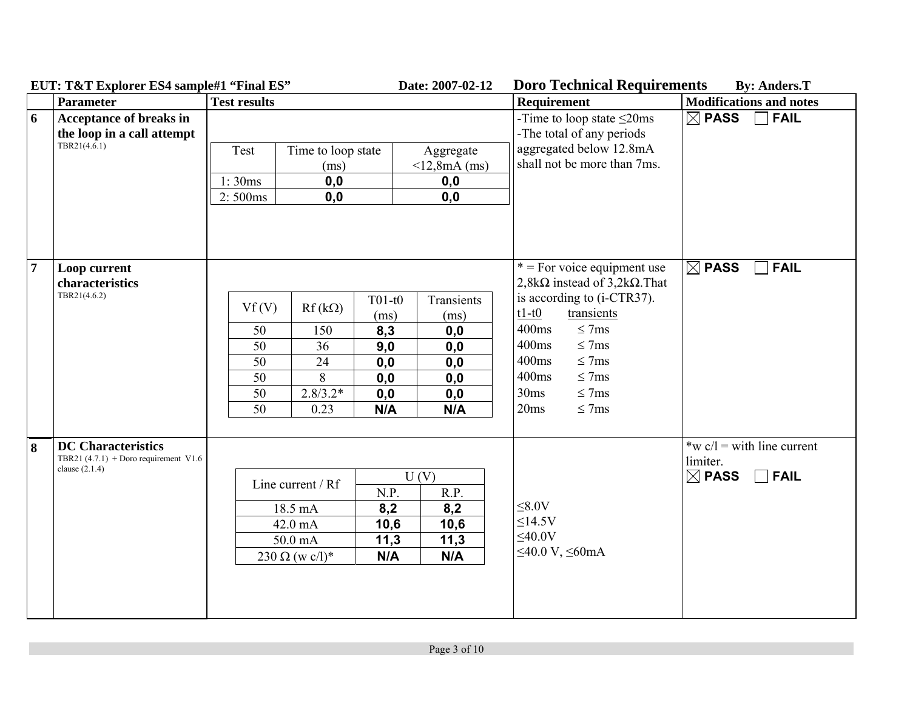**EUT: T&T Explorer ES4 sample#1 "Final ES"** **Date: 2007-02-12** **Doro Technical Requirements** **By: Anders.T**

| | Parameter | Test results | Requirement | Modifications and notes |
|---|---|---|---|---|
| **6** | **Acceptance of breaks in the loop in a call attempt** TBR21(4.6.1) | See table 6 below | -Time to loop state ≤20ms<br>-The total of any periods aggregated below 12.8mA shall not be more than 7ms. | ☒ **PASS** ☐ **FAIL** |
| **7** | **Loop current characteristics** TBR21(4.6.2) | See table 7 below | * = For voice equipment use 2,8kΩ instead of 3,2kΩ.That is according to (i-CTR37).<br>t1-t0 transients<br>400ms ≤ 7ms<br>400ms ≤ 7ms<br>400ms ≤ 7ms<br>400ms ≤ 7ms<br>30ms ≤ 7ms<br>20ms ≤ 7ms | ☒ **PASS** ☐ **FAIL** |
| **8** | **DC Characteristics** TBR21 (4.7.1) + Doro requirement V1.6 clause (2.1.4) | See table 8 below | ≤8.0V<br>≤14.5V<br>≤40.0V<br>≤40.0 V, ≤60mA | *w c/l = with line current limiter.<br>☒ **PASS** ☐ **FAIL** |

Table 6:

| Test | Time to loop state (ms) | Aggregate <12,8mA (ms) |
|---|---|---|
| 1: 30ms | **0,0** | **0,0** |
| 2: 500ms | **0,0** | **0,0** |

Table 7:

| Vf (V) | Rf (kΩ) | T01-t0 (ms) | Transients (ms) |
|---|---|---|---|
| 50 | 150 | **8,3** | **0,0** |
| 50 | 36 | **9,0** | **0,0** |
| 50 | 24 | **0,0** | **0,0** |
| 50 | 8 | **0,0** | **0,0** |
| 50 | 2.8/3.2* | **0,0** | **0,0** |
| 50 | 0.23 | **N/A** | **N/A** |

Table 8:

| Line current / Rf | U (V) | |
|---|---|---|
| | N.P. | R.P. |
| 18.5 mA | **8,2** | **8,2** |
| 42.0 mA | **10,6** | **10,6** |
| 50.0 mA | **11,3** | **11,3** |
| 230 Ω (w c/l)* | **N/A** | **N/A** |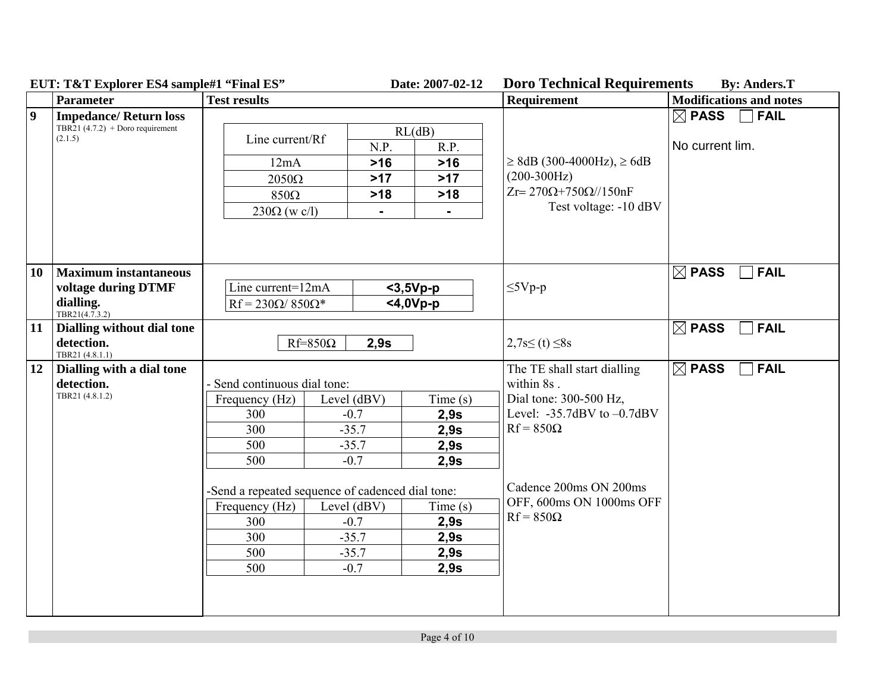**EUT: T&T Explorer ES4 sample#1 "Final ES"** **Date: 2007-02-12** **Doro Technical Requirements** **By: Anders.T**

| | Parameter | Test results | Requirement | Modifications and notes |
|---|---|---|---|---|
| **9** | **Impedance/ Return loss** TBR21 (4.7.2) + Doro requirement (2.1.5) | see table 9 | ≥ 8dB (300-4000Hz), ≥ 6dB (200-300Hz) Zr= 270Ω+750Ω//150nF Test voltage: -10 dBV | ☒ **PASS** ☐ **FAIL** No current lim. |
| **10** | **Maximum instantaneous voltage during DTMF dialling.** TBR21(4.7.3.2) | see table 10 | ≤5Vp-p | ☒ **PASS** ☐ **FAIL** |
| **11** | **Dialling without dial tone detection.** TBR21 (4.8.1.1) | Rf=850Ω: **2,9s** | 2,7s≤ (t) ≤8s | ☒ **PASS** ☐ **FAIL** |
| **12** | **Dialling with a dial tone detection.** TBR21 (4.8.1.2) | see tables 12 | The TE shall start dialling within 8s . Dial tone: 300-500 Hz, Level: -35.7dBV to –0.7dBV Rf = 850Ω<br><br>Cadence 200ms ON 200ms OFF, 600ms ON 1000ms OFF Rf = 850Ω | ☒ **PASS** ☐ **FAIL** |

**Table 9 – Impedance/ Return loss:**

| Line current/Rf | RL(dB) | |
|---|---|---|
| | N.P. | R.P. |
| 12mA | **>16** | **>16** |
| 2050Ω | **>17** | **>17** |
| 850Ω | **>18** | **>18** |
| 230Ω (w c/l) | **-** | **-** |

**Table 10 – Maximum instantaneous voltage during DTMF dialling:**

| | |
|---|---|
| Line current=12mA | **<3,5Vp-p** |
| Rf = 230Ω/ 850Ω* | **<4,0Vp-p** |

**Table 12 – Dialling with a dial tone detection:**

- Send continuous dial tone:

| Frequency (Hz) | Level (dBV) | Time (s) |
|---|---|---|
| 300 | -0.7 | **2,9s** |
| 300 | -35.7 | **2,9s** |
| 500 | -35.7 | **2,9s** |
| 500 | -0.7 | **2,9s** |

-Send a repeated sequence of cadenced dial tone:

| Frequency (Hz) | Level (dBV) | Time (s) |
|---|---|---|
| 300 | -0.7 | **2,9s** |
| 300 | -35.7 | **2,9s** |
| 500 | -35.7 | **2,9s** |
| 500 | -0.7 | **2,9s** |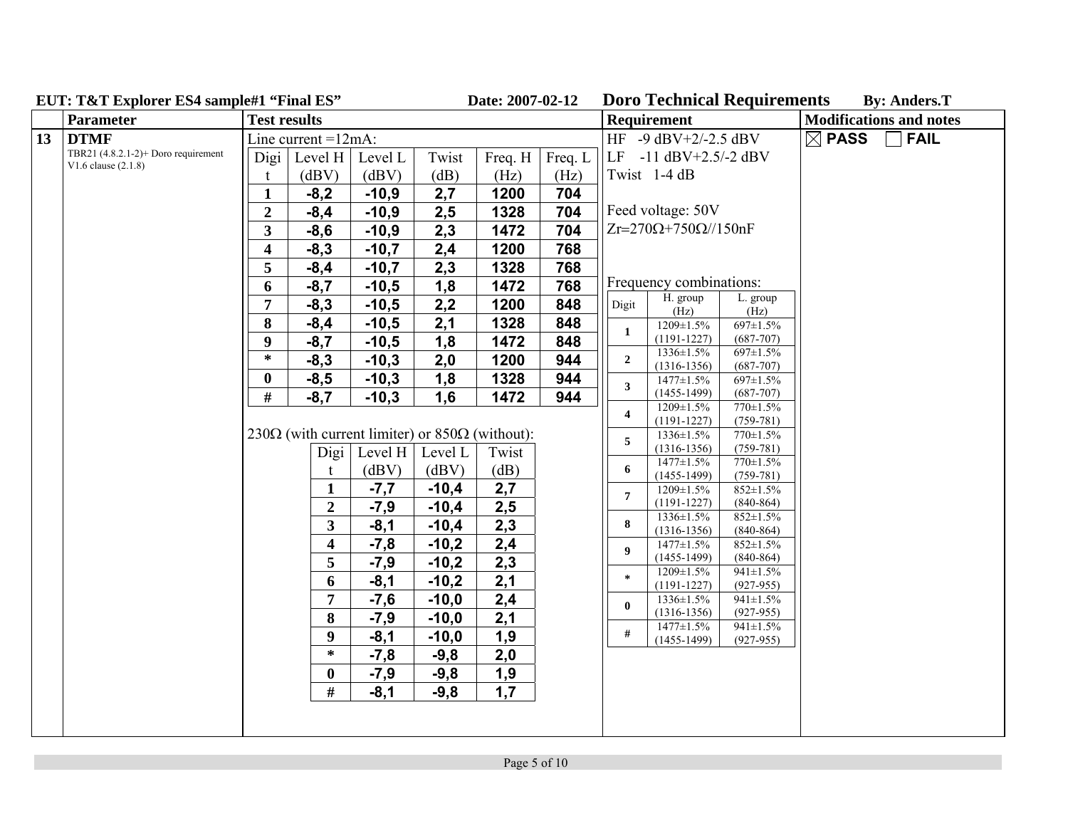**EUT: T&T Explorer ES4 sample#1 "Final ES"** **Date: 2007-02-12** **Doro Technical Requirements** **By: Anders.T**

| | Parameter | Test results | Requirement | Modifications and notes |
|---|---|---|---|---|
| 13 | **DTMF**<br>TBR21 (4.8.2.1-2)+ Doro requirement V1.6 clause (2.1.8) | Line current =12mA: | HF -9 dBV+2/-2.5 dBV<br>LF -11 dBV+2.5/-2 dBV<br>Twist 1-4 dB<br><br>Feed voltage: 50V<br>Zr=270Ω+750Ω//150nF | ☒ **PASS** ☐ **FAIL** |

Line current =12mA:

| Digit | Level H (dBV) | Level L (dBV) | Twist (dB) | Freq. H (Hz) | Freq. L (Hz) |
|---|---|---|---|---|---|
| 1 | **-8,2** | **-10,9** | **2,7** | **1200** | **704** |
| 2 | **-8,4** | **-10,9** | **2,5** | **1328** | **704** |
| 3 | **-8,6** | **-10,9** | **2,3** | **1472** | **704** |
| 4 | **-8,3** | **-10,7** | **2,4** | **1200** | **768** |
| 5 | **-8,4** | **-10,7** | **2,3** | **1328** | **768** |
| 6 | **-8,7** | **-10,5** | **1,8** | **1472** | **768** |
| 7 | **-8,3** | **-10,5** | **2,2** | **1200** | **848** |
| 8 | **-8,4** | **-10,5** | **2,1** | **1328** | **848** |
| 9 | **-8,7** | **-10,5** | **1,8** | **1472** | **848** |
| * | **-8,3** | **-10,3** | **2,0** | **1200** | **944** |
| 0 | **-8,5** | **-10,3** | **1,8** | **1328** | **944** |
| # | **-8,7** | **-10,3** | **1,6** | **1472** | **944** |

230Ω (with current limiter) or 850Ω (without):

| Digit | Level H (dBV) | Level L (dBV) | Twist (dB) |
|---|---|---|---|
| 1 | **-7,7** | **-10,4** | **2,7** |
| 2 | **-7,9** | **-10,4** | **2,5** |
| 3 | **-8,1** | **-10,4** | **2,3** |
| 4 | **-7,8** | **-10,2** | **2,4** |
| 5 | **-7,9** | **-10,2** | **2,3** |
| 6 | **-8,1** | **-10,2** | **2,1** |
| 7 | **-7,6** | **-10,0** | **2,4** |
| 8 | **-7,9** | **-10,0** | **2,1** |
| 9 | **-8,1** | **-10,0** | **1,9** |
| * | **-7,8** | **-9,8** | **2,0** |
| 0 | **-7,9** | **-9,8** | **1,9** |
| # | **-8,1** | **-9,8** | **1,7** |

Frequency combinations:

| Digit | H. group (Hz) | L. group (Hz) |
|---|---|---|
| 1 | 1209±1.5% (1191-1227) | 697±1.5% (687-707) |
| 2 | 1336±1.5% (1316-1356) | 697±1.5% (687-707) |
| 3 | 1477±1.5% (1455-1499) | 697±1.5% (687-707) |
| 4 | 1209±1.5% (1191-1227) | 770±1.5% (759-781) |
| 5 | 1336±1.5% (1316-1356) | 770±1.5% (759-781) |
| 6 | 1477±1.5% (1455-1499) | 770±1.5% (759-781) |
| 7 | 1209±1.5% (1191-1227) | 852±1.5% (840-864) |
| 8 | 1336±1.5% (1316-1356) | 852±1.5% (840-864) |
| 9 | 1477±1.5% (1455-1499) | 852±1.5% (840-864) |
| * | 1209±1.5% (1191-1227) | 941±1.5% (927-955) |
| 0 | 1336±1.5% (1316-1356) | 941±1.5% (927-955) |
| # | 1477±1.5% (1455-1499) | 941±1.5% (927-955) |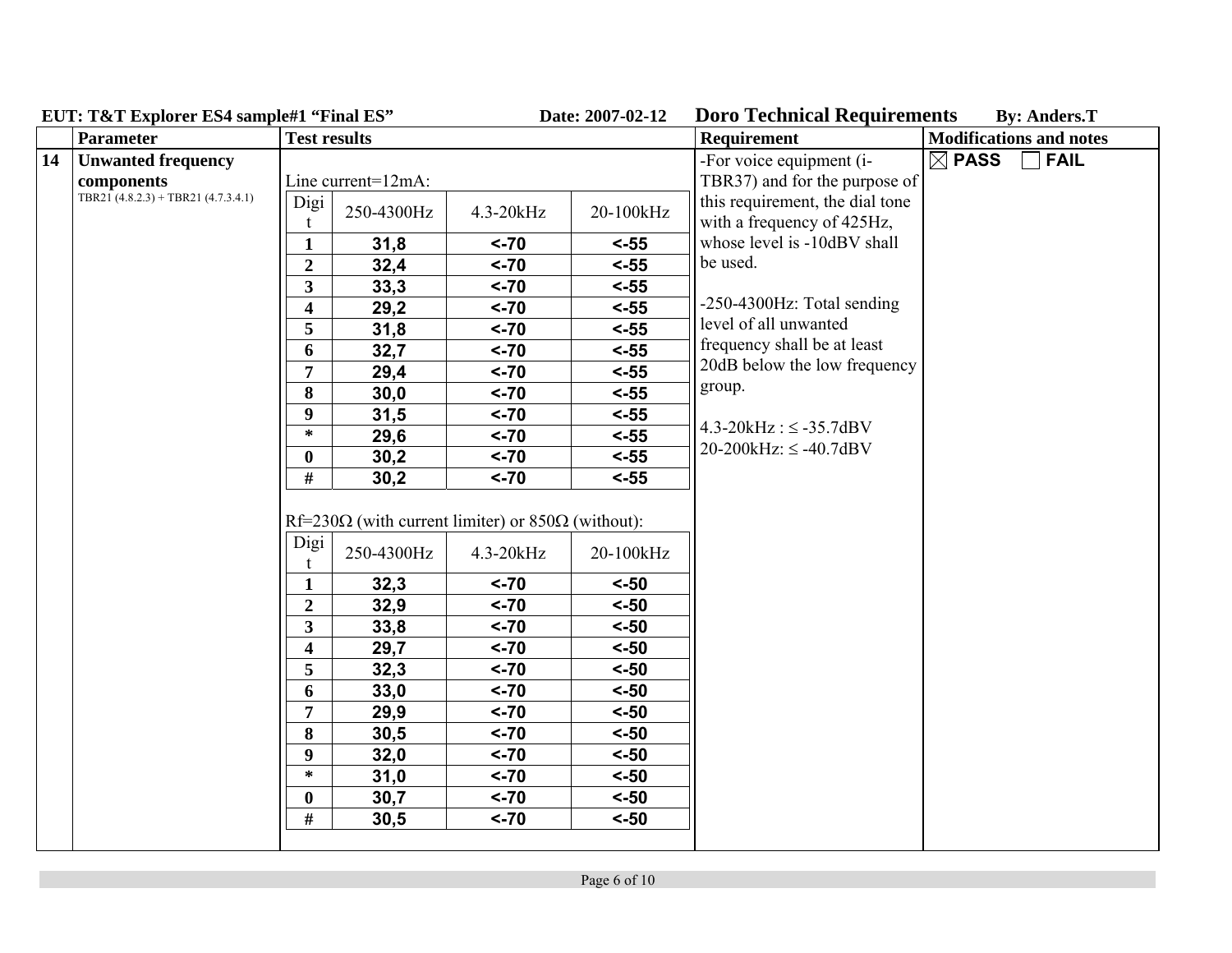**EUT: T&T Explorer ES4 sample#1 "Final ES"** **Date: 2007-02-12** **Doro Technical Requirements** **By: Anders.T**

| | Parameter | Test results | Requirement | Modifications and notes |
|---|---|---|---|---|
| 14 | **Unwanted frequency components**<br>TBR21 (4.8.2.3) + TBR21 (4.7.3.4.1) | See tables below | -For voice equipment (i-TBR37) and for the purpose of this requirement, the dial tone with a frequency of 425Hz, whose level is -10dBV shall be used.<br><br>-250-4300Hz: Total sending level of all unwanted frequency shall be at least 20dB below the low frequency group.<br><br>4.3-20kHz : ≤ -35.7dBV<br>20-200kHz: ≤ -40.7dBV | ☒ **PASS** ☐ **FAIL** |

Line current=12mA:

| Digit | 250-4300Hz | 4.3-20kHz | 20-100kHz |
|---|---|---|---|
| 1 | 31,8 | <-70 | <-55 |
| 2 | 32,4 | <-70 | <-55 |
| 3 | 33,3 | <-70 | <-55 |
| 4 | 29,2 | <-70 | <-55 |
| 5 | 31,8 | <-70 | <-55 |
| 6 | 32,7 | <-70 | <-55 |
| 7 | 29,4 | <-70 | <-55 |
| 8 | 30,0 | <-70 | <-55 |
| 9 | 31,5 | <-70 | <-55 |
| * | 29,6 | <-70 | <-55 |
| 0 | 30,2 | <-70 | <-55 |
| # | 30,2 | <-70 | <-55 |

Rf=230Ω (with current limiter) or 850Ω (without):

| Digit | 250-4300Hz | 4.3-20kHz | 20-100kHz |
|---|---|---|---|
| 1 | 32,3 | <-70 | <-50 |
| 2 | 32,9 | <-70 | <-50 |
| 3 | 33,8 | <-70 | <-50 |
| 4 | 29,7 | <-70 | <-50 |
| 5 | 32,3 | <-70 | <-50 |
| 6 | 33,0 | <-70 | <-50 |
| 7 | 29,9 | <-70 | <-50 |
| 8 | 30,5 | <-70 | <-50 |
| 9 | 32,0 | <-70 | <-50 |
| * | 31,0 | <-70 | <-50 |
| 0 | 30,7 | <-70 | <-50 |
| # | 30,5 | <-70 | <-50 |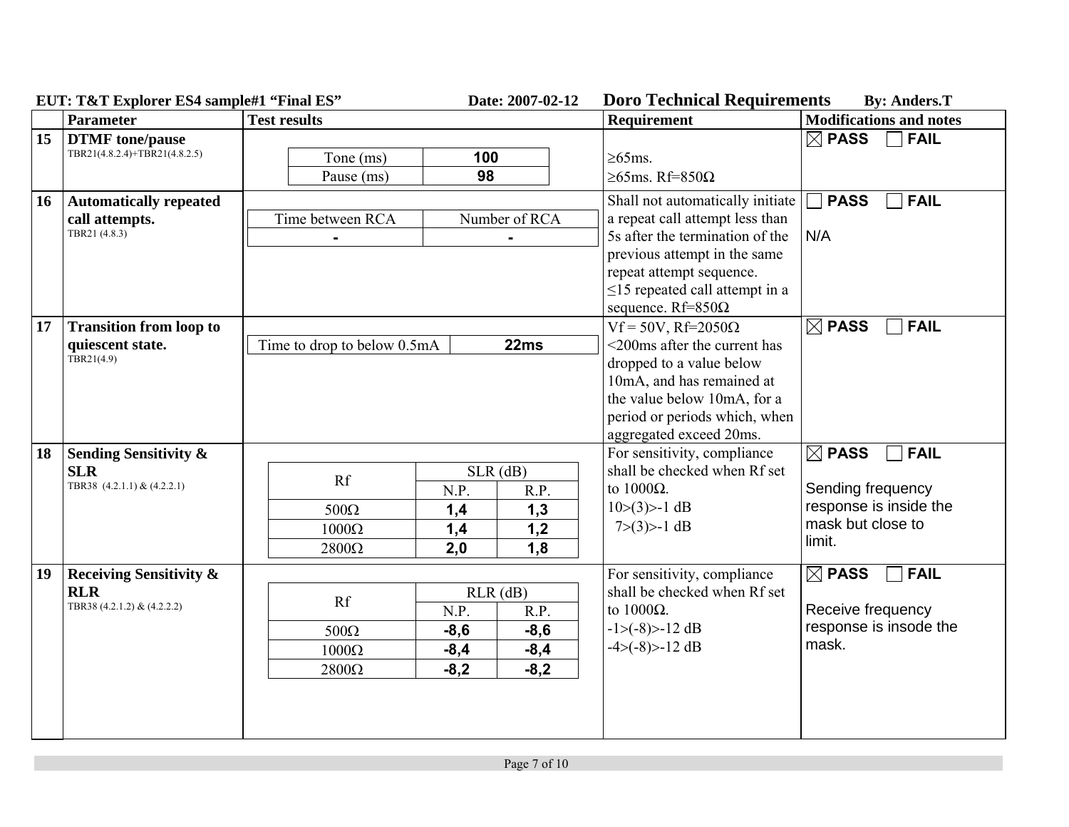**EUT: T&T Explorer ES4 sample#1 "Final ES"** **Date: 2007-02-12** **Doro Technical Requirements** **By: Anders.T**

| | Parameter | Test results | Requirement | Modifications and notes |
|---|---|---|---|---|
| **15** | **DTMF tone/pause** TBR21(4.8.2.4)+TBR21(4.8.2.5) | Tone (ms): **100**<br>Pause (ms): **98** | ≥65ms.<br>≥65ms. Rf=850Ω | ☒ **PASS** ☐ **FAIL** |
| **16** | **Automatically repeated call attempts.** TBR21 (4.8.3) | Time between RCA: **-**<br>Number of RCA: **-** | Shall not automatically initiate a repeat call attempt less than 5s after the termination of the previous attempt in the same repeat attempt sequence.<br>≤15 repeated call attempt in a sequence. Rf=850Ω | ☐ **PASS** ☐ **FAIL**<br><br>N/A |
| **17** | **Transition from loop to quiescent state.** TBR21(4.9) | Time to drop to below 0.5mA: **22ms** | Vf = 50V, Rf=2050Ω<br><200ms after the current has dropped to a value below 10mA, and has remained at the value below 10mA, for a period or periods which, when aggregated exceed 20ms. | ☒ **PASS** ☐ **FAIL** |
| **18** | **Sending Sensitivity & SLR** TBR38 (4.2.1.1) & (4.2.2.1) | see table below | For sensitivity, compliance shall be checked when Rf set to 1000Ω.<br>10>(3)>-1 dB<br>7>(3)>-1 dB | ☒ **PASS** ☐ **FAIL**<br><br>Sending frequency response is inside the mask but close to limit. |
| **19** | **Receiving Sensitivity & RLR** TBR38 (4.2.1.2) & (4.2.2.2) | see table below | For sensitivity, compliance shall be checked when Rf set to 1000Ω.<br>-1>(-8)>-12 dB<br>-4>(-8)>-12 dB | ☒ **PASS** ☐ **FAIL**<br><br>Receive frequency response is insode the mask. |

Test results for 18 (Sending Sensitivity & SLR):

| Rf | SLR (dB) | |
|---|---|---|
| | N.P. | R.P. |
| 500Ω | **1,4** | **1,3** |
| 1000Ω | **1,4** | **1,2** |
| 2800Ω | **2,0** | **1,8** |

Test results for 19 (Receiving Sensitivity & RLR):

| Rf | RLR (dB) | |
|---|---|---|
| | N.P. | R.P. |
| 500Ω | **-8,6** | **-8,6** |
| 1000Ω | **-8,4** | **-8,4** |
| 2800Ω | **-8,2** | **-8,2** |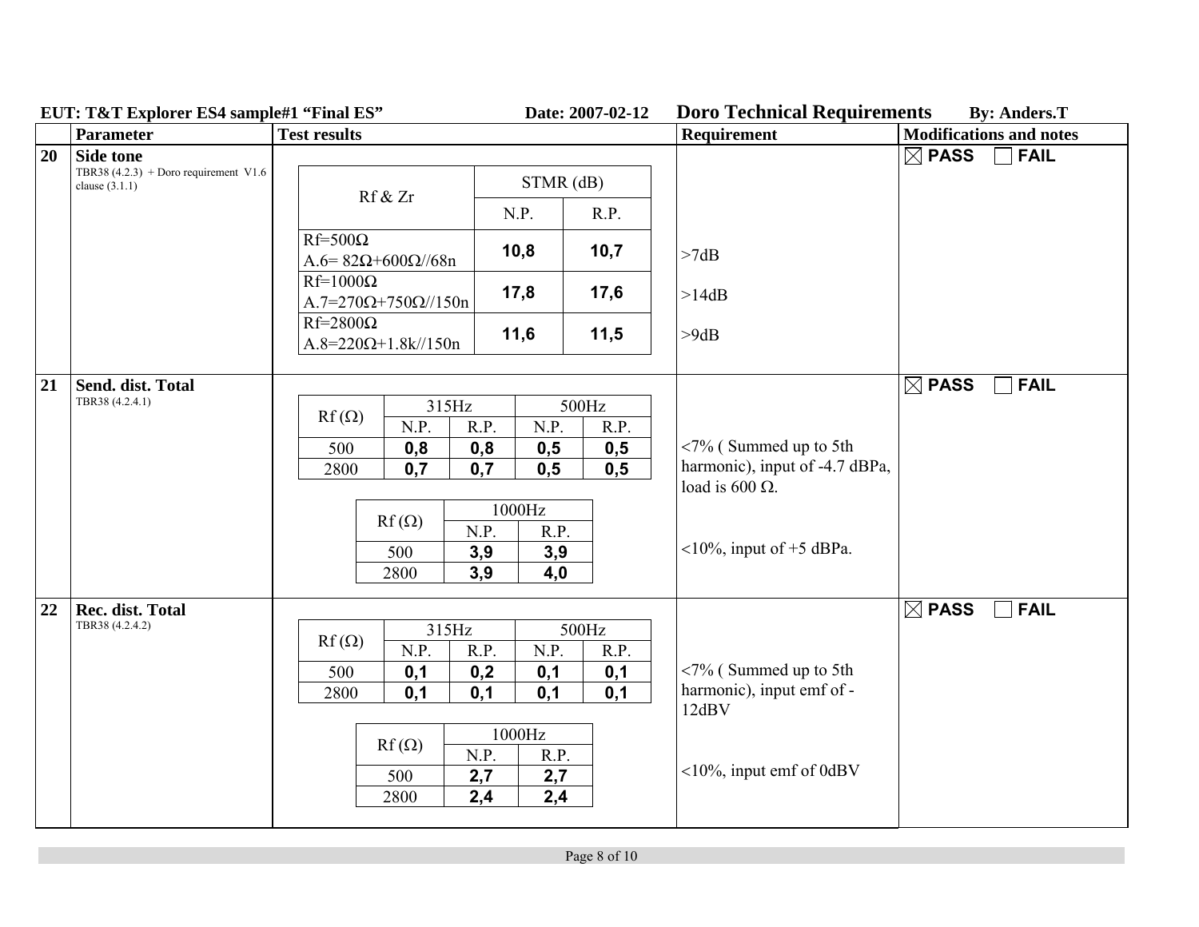**EUT: T&T Explorer ES4 sample#1 "Final ES"** **Date: 2007-02-12** **Doro Technical Requirements** **By: Anders.T**

| | Parameter | Test results | Requirement | Modifications and notes |
|---|---|---|---|---|
| 20 | **Side tone**<br>TBR38 (4.2.3) + Doro requirement V1.6 clause (3.1.1) | see table 20 | >7dB<br>>14dB<br>>9dB | ☒ PASS ☐ FAIL |
| 21 | **Send. dist. Total**<br>TBR38 (4.2.4.1) | see tables 21 | <7% ( Summed up to 5th harmonic), input of -4.7 dBPa, load is 600 Ω.<br><10%, input of +5 dBPa. | ☒ PASS ☐ FAIL |
| 22 | **Rec. dist. Total**<br>TBR38 (4.2.4.2) | see tables 22 | <7% ( Summed up to 5th harmonic), input emf of -12dBV<br><10%, input emf of 0dBV | ☒ PASS ☐ FAIL |

**20 Side tone**

| Rf & Zr | STMR (dB) | | Requirement |
|---|---|---|---|
| | N.P. | R.P. | |
| Rf=500Ω A.6= 82Ω+600Ω//68n | **10,8** | **10,7** | >7dB |
| Rf=1000Ω A.7=270Ω+750Ω//150n | **17,8** | **17,6** | >14dB |
| Rf=2800Ω A.8=220Ω+1.8k//150n | **11,6** | **11,5** | >9dB |

**21 Send. dist. Total**

| Rf (Ω) | 315Hz | | 500Hz | |
|---|---|---|---|---|
| | N.P. | R.P. | N.P. | R.P. |
| 500 | **0,8** | **0,8** | **0,5** | **0,5** |
| 2800 | **0,7** | **0,7** | **0,5** | **0,5** |

| Rf (Ω) | 1000Hz | |
|---|---|---|
| | N.P. | R.P. |
| 500 | **3,9** | **3,9** |
| 2800 | **3,9** | **4,0** |

**22 Rec. dist. Total**

| Rf (Ω) | 315Hz | | 500Hz | |
|---|---|---|---|---|
| | N.P. | R.P. | N.P. | R.P. |
| 500 | **0,1** | **0,2** | **0,1** | **0,1** |
| 2800 | **0,1** | **0,1** | **0,1** | **0,1** |

| Rf (Ω) | 1000Hz | |
|---|---|---|
| | N.P. | R.P. |
| 500 | **2,7** | **2,7** |
| 2800 | **2,4** | **2,4** |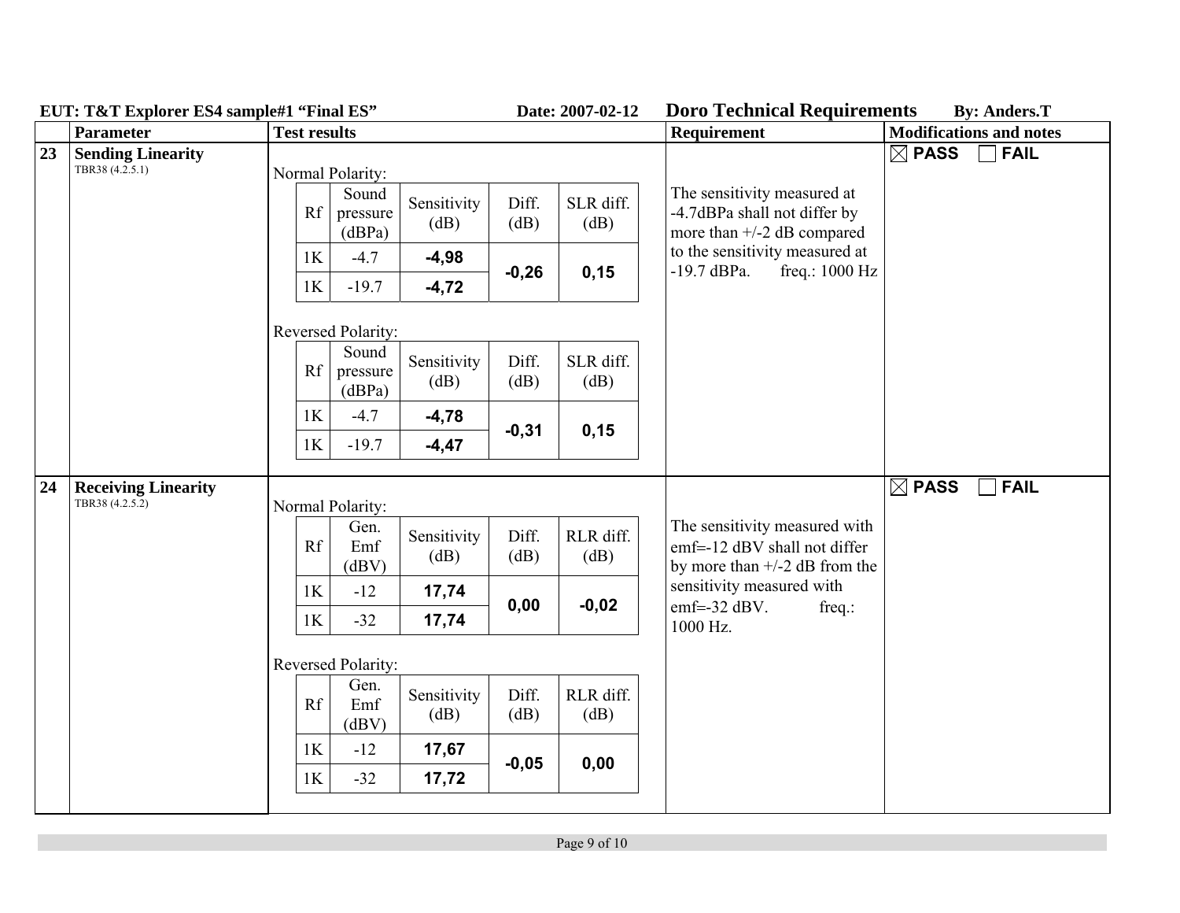EUT: T&T Explorer ES4 sample#1 “Final ES” Date: 2007-02-12 **Doro Technical Requirements** By: Anders.T

| | Parameter | Test results | Requirement | Modifications and notes |
|---|---|---|---|---|
| 23 | **Sending Linearity** TBR38 (4.2.5.1) | See tables below | The sensitivity measured at -4.7dBPa shall not differ by more than +/-2 dB compared to the sensitivity measured at -19.7 dBPa. freq.: 1000 Hz | ☒ PASS ☐ FAIL |
| 24 | **Receiving Linearity** TBR38 (4.2.5.2) | See tables below | The sensitivity measured with emf=-12 dBV shall not differ by more than +/-2 dB from the sensitivity measured with emf=-32 dBV. freq.: 1000 Hz. | ☒ PASS ☐ FAIL |

**23 Sending Linearity – Test results**

Normal Polarity:

| Rf | Sound pressure (dBPa) | Sensitivity (dB) | Diff. (dB) | SLR diff. (dB) |
|---|---|---|---|---|
| 1K | -4.7 | **-4,98** | **-0,26** | **0,15** |
| 1K | -19.7 | **-4,72** | | |

Reversed Polarity:

| Rf | Sound pressure (dBPa) | Sensitivity (dB) | Diff. (dB) | SLR diff. (dB) |
|---|---|---|---|---|
| 1K | -4.7 | **-4,78** | **-0,31** | **0,15** |
| 1K | -19.7 | **-4,47** | | |

**24 Receiving Linearity – Test results**

Normal Polarity:

| Rf | Gen. Emf (dBV) | Sensitivity (dB) | Diff. (dB) | RLR diff. (dB) |
|---|---|---|---|---|
| 1K | -12 | **17,74** | **0,00** | **-0,02** |
| 1K | -32 | **17,74** | | |

Reversed Polarity:

| Rf | Gen. Emf (dBV) | Sensitivity (dB) | Diff. (dB) | RLR diff. (dB) |
|---|---|---|---|---|
| 1K | -12 | **17,67** | **-0,05** | **0,00** |
| 1K | -32 | **17,72** | | |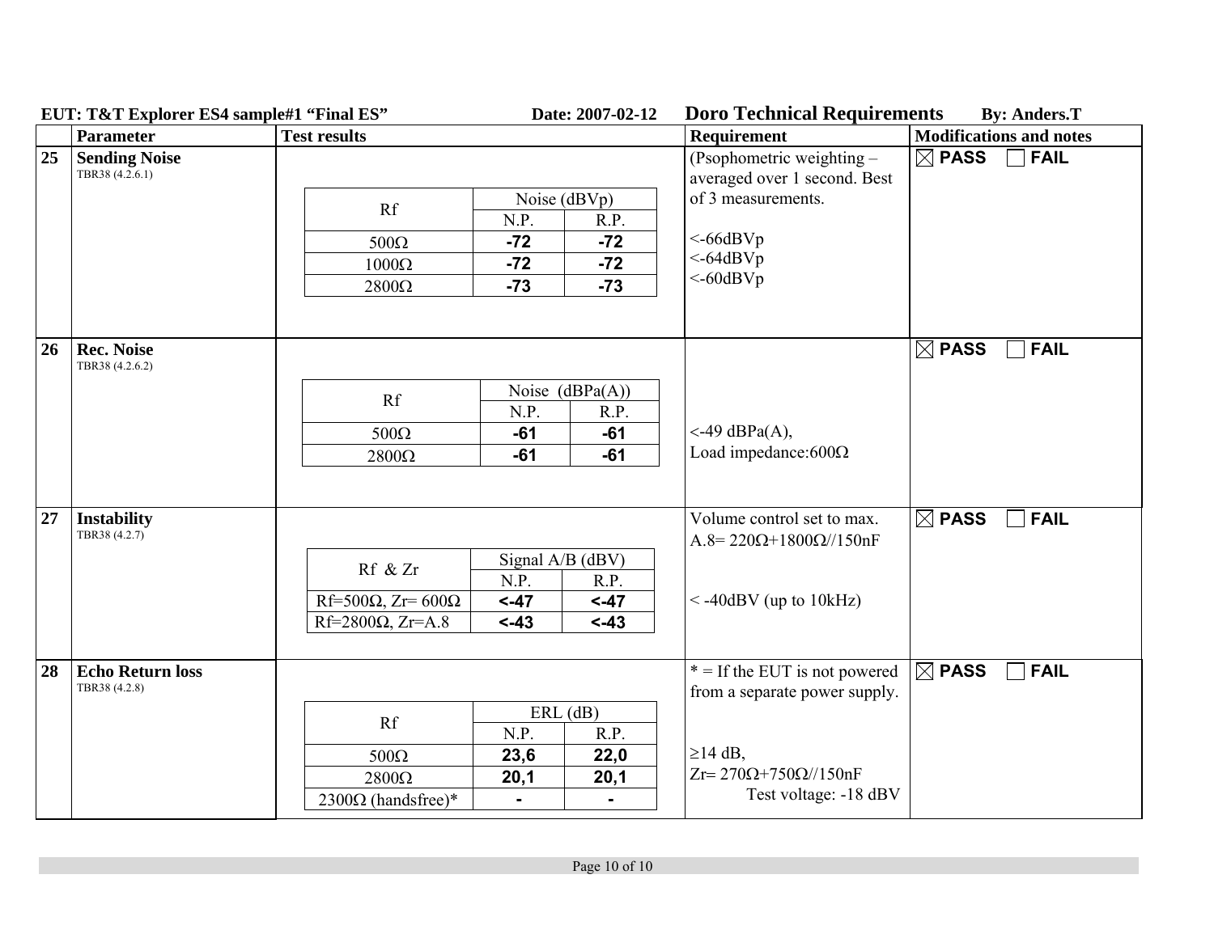**EUT: T&T Explorer ES4 sample#1 "Final ES"** **Date: 2007-02-12** **Doro Technical Requirements** **By: Anders.T**

| | Parameter | Test results | Requirement | Modifications and notes |
|---|---|---|---|---|
| **25** | **Sending Noise** TBR38 (4.2.6.1) | (see table 25) | (Psophometric weighting – averaged over 1 second. Best of 3 measurements.<br><-66dBVp<br><-64dBVp<br><-60dBVp | ☒ **PASS** ☐ **FAIL** |
| **26** | **Rec. Noise** TBR38 (4.2.6.2) | (see table 26) | <-49 dBPa(A),<br>Load impedance:600Ω | ☒ **PASS** ☐ **FAIL** |
| **27** | **Instability** TBR38 (4.2.7) | (see table 27) | Volume control set to max.<br>A.8= 220Ω+1800Ω//150nF<br>< -40dBV (up to 10kHz) | ☒ **PASS** ☐ **FAIL** |
| **28** | **Echo Return loss** TBR38 (4.2.8) | (see table 28) | * = If the EUT is not powered from a separate power supply.<br>≥14 dB,<br>Zr= 270Ω+750Ω//150nF<br>Test voltage: -18 dBV | ☒ **PASS** ☐ **FAIL** |

Table 25:

| Rf | Noise (dBVp) | |
|---|---|---|
| | N.P. | R.P. |
| 500Ω | **-72** | **-72** |
| 1000Ω | **-72** | **-72** |
| 2800Ω | **-73** | **-73** |

Table 26:

| Rf | Noise (dBPa(A)) | |
|---|---|---|
| | N.P. | R.P. |
| 500Ω | **-61** | **-61** |
| 2800Ω | **-61** | **-61** |

Table 27:

| Rf & Zr | Signal A/B (dBV) | |
|---|---|---|
| | N.P. | R.P. |
| Rf=500Ω, Zr= 600Ω | **<-47** | **<-47** |
| Rf=2800Ω, Zr=A.8 | **<-43** | **<-43** |

Table 28:

| Rf | ERL (dB) | |
|---|---|---|
| | N.P. | R.P. |
| 500Ω | **23,6** | **22,0** |
| 2800Ω | **20,1** | **20,1** |
| 2300Ω (handsfree)* | **-** | **-** |